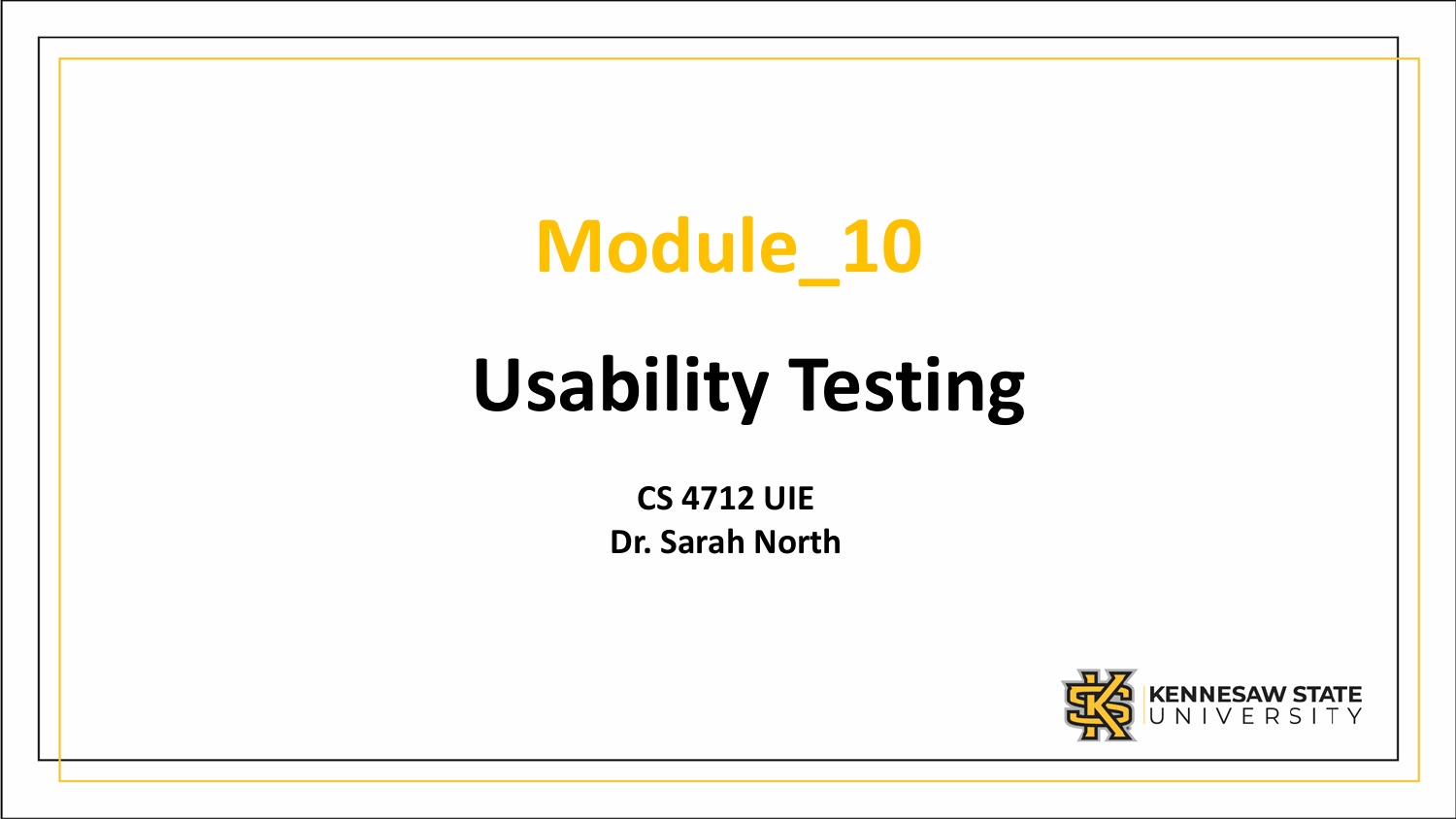# Module_10

# Usability Testing

**CS 4712 UIE**
**Dr. Sarah North**

KENNESAW STATE UNIVERSITY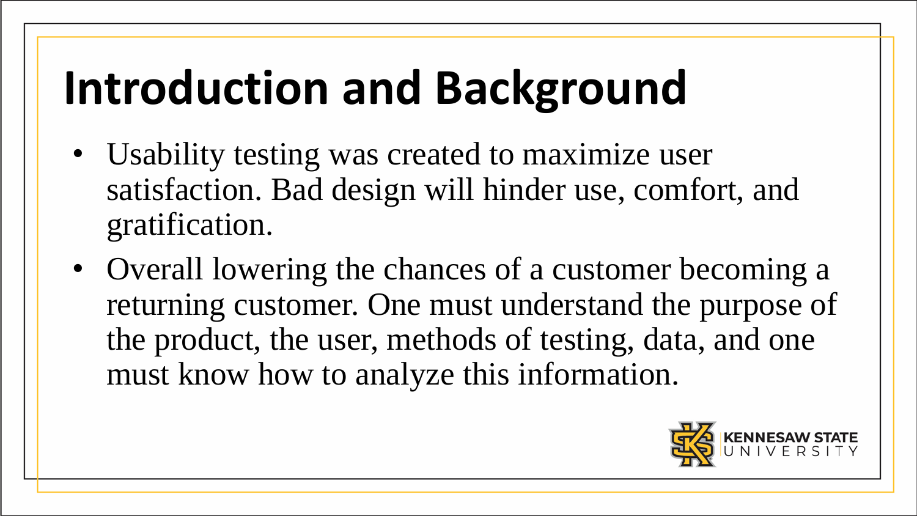# Introduction and Background

- Usability testing was created to maximize user satisfaction. Bad design will hinder use, comfort, and gratification.
- Overall lowering the chances of a customer becoming a returning customer. One must understand the purpose of the product, the user, methods of testing, data, and one must know how to analyze this information.

KENNESAW STATE UNIVERSITY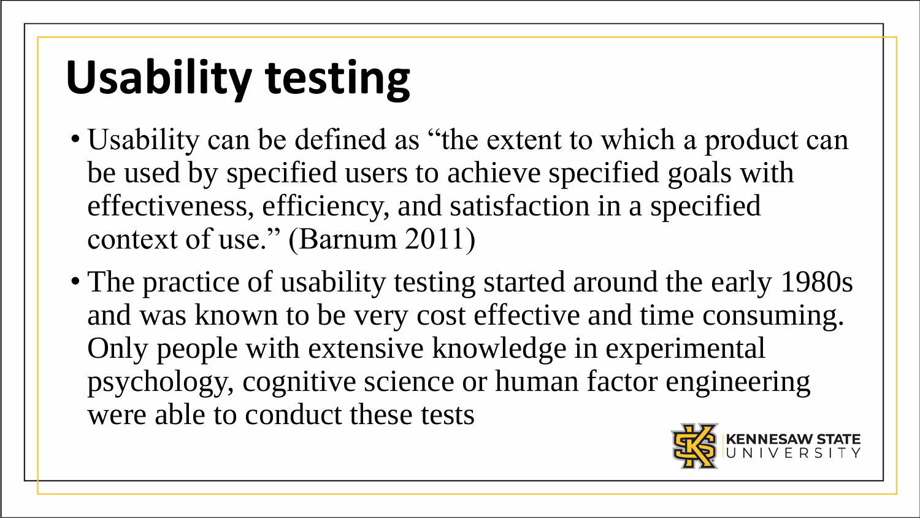# Usability testing

- Usability can be defined as "the extent to which a product can be used by specified users to achieve specified goals with effectiveness, efficiency, and satisfaction in a specified context of use." (Barnum 2011)
- The practice of usability testing started around the early 1980s and was known to be very cost effective and time consuming. Only people with extensive knowledge in experimental psychology, cognitive science or human factor engineering were able to conduct these tests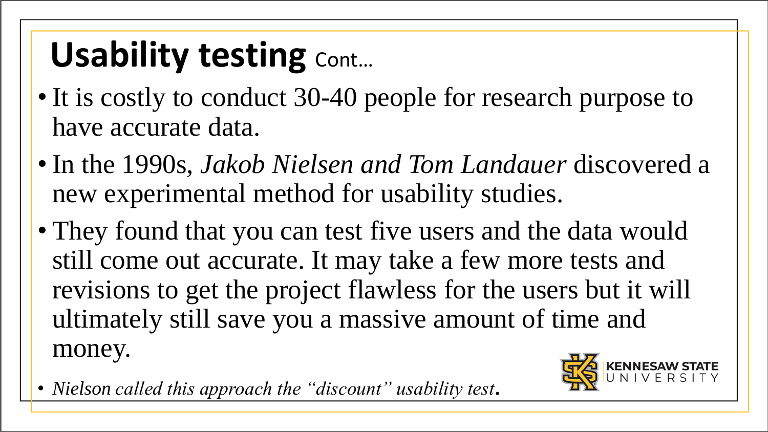# Usability testing Cont…

- It is costly to conduct 30-40 people for research purpose to have accurate data.
- In the 1990s, *Jakob Nielsen and Tom Landauer* discovered a new experimental method for usability studies.
- They found that you can test five users and the data would still come out accurate. It may take a few more tests and revisions to get the project flawless for the users but it will ultimately still save you a massive amount of time and money.
- *Nielson called this approach the "discount" usability test.*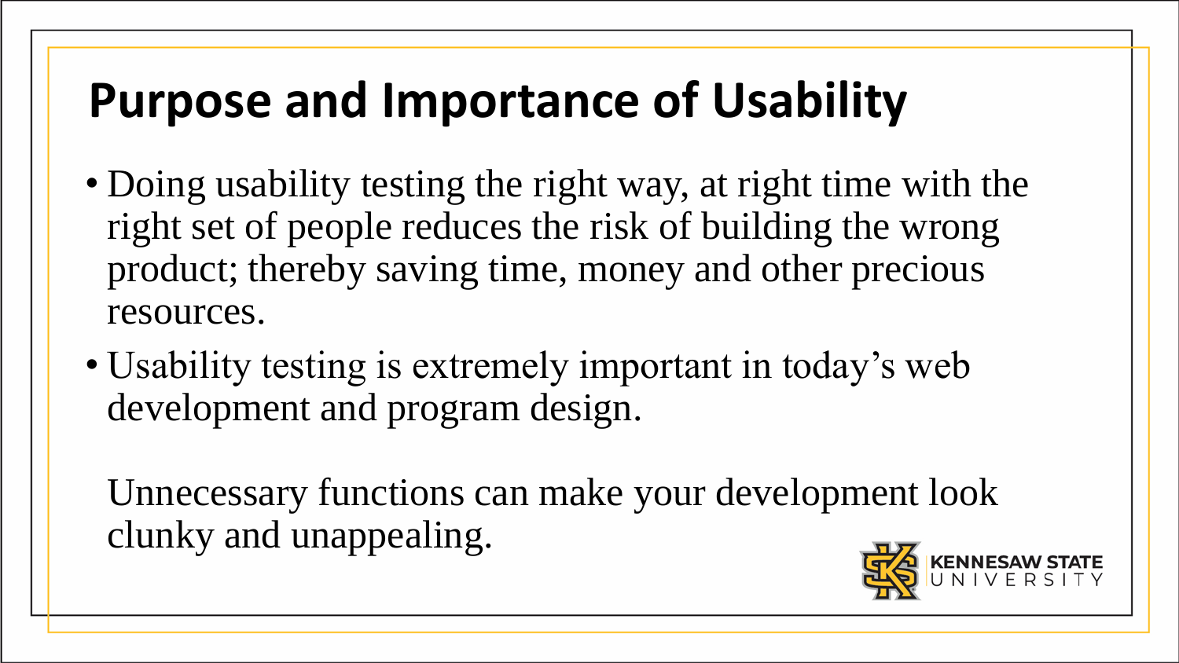# Purpose and Importance of Usability

- Doing usability testing the right way, at right time with the right set of people reduces the risk of building the wrong product; thereby saving time, money and other precious resources.
- Usability testing is extremely important in today's web development and program design.

  Unnecessary functions can make your development look clunky and unappealing.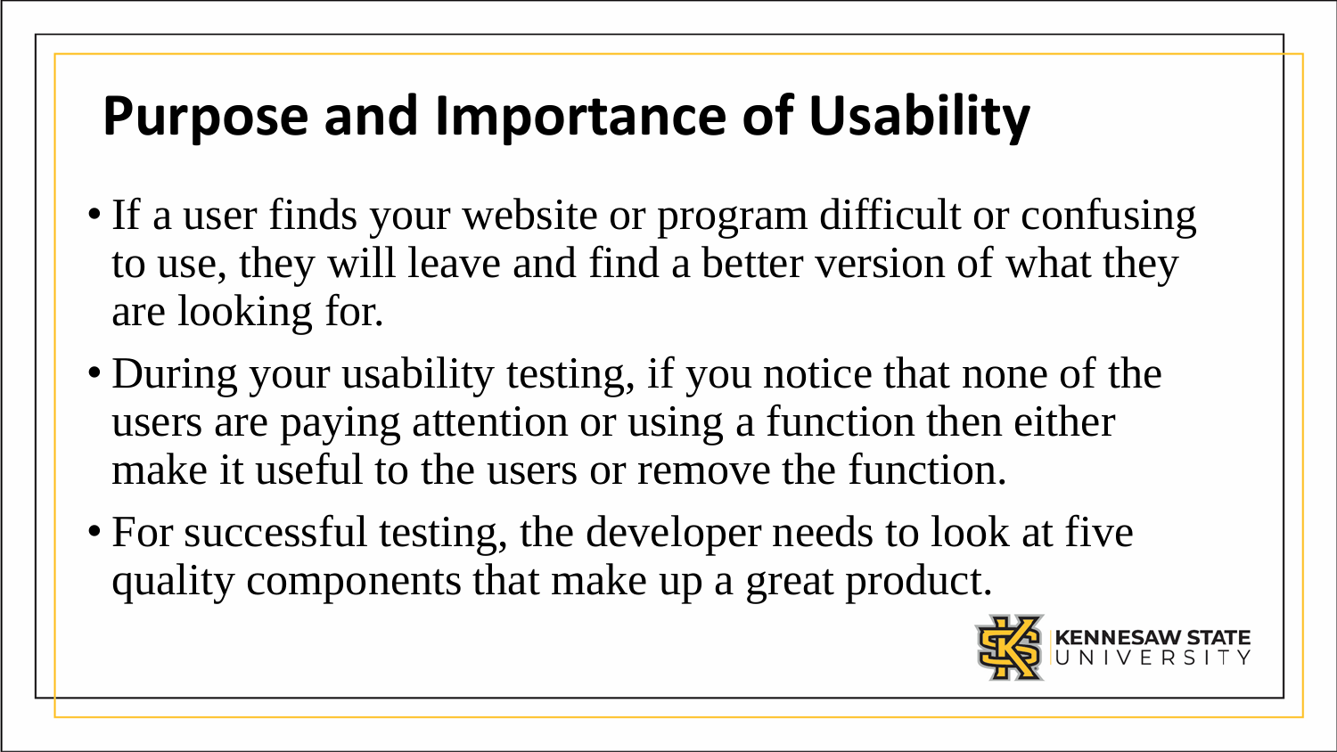# Purpose and Importance of Usability

- If a user finds your website or program difficult or confusing to use, they will leave and find a better version of what they are looking for.
- During your usability testing, if you notice that none of the users are paying attention or using a function then either make it useful to the users or remove the function.
- For successful testing, the developer needs to look at five quality components that make up a great product.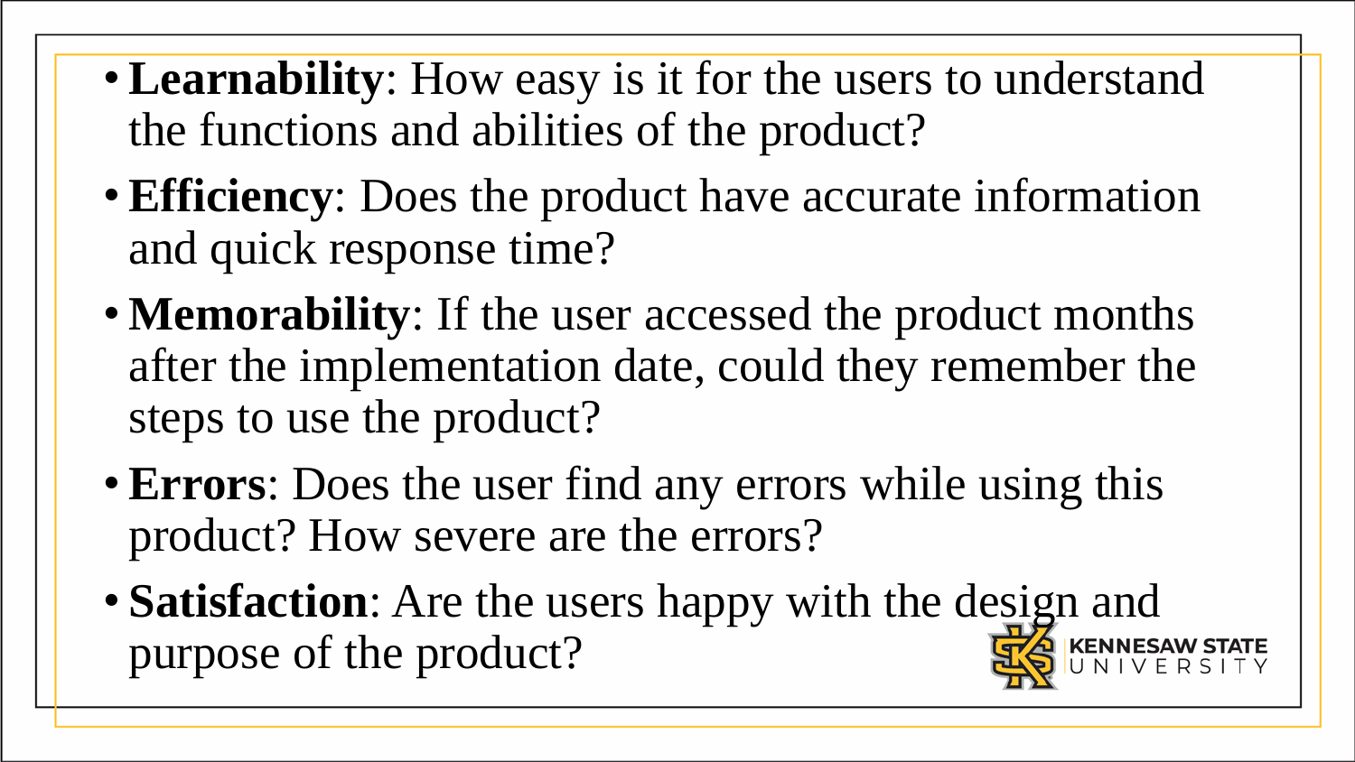- **Learnability**: How easy is it for the users to understand the functions and abilities of the product?
- **Efficiency**: Does the product have accurate information and quick response time?
- **Memorability**: If the user accessed the product months after the implementation date, could they remember the steps to use the product?
- **Errors**: Does the user find any errors while using this product? How severe are the errors?
- **Satisfaction**: Are the users happy with the design and purpose of the product?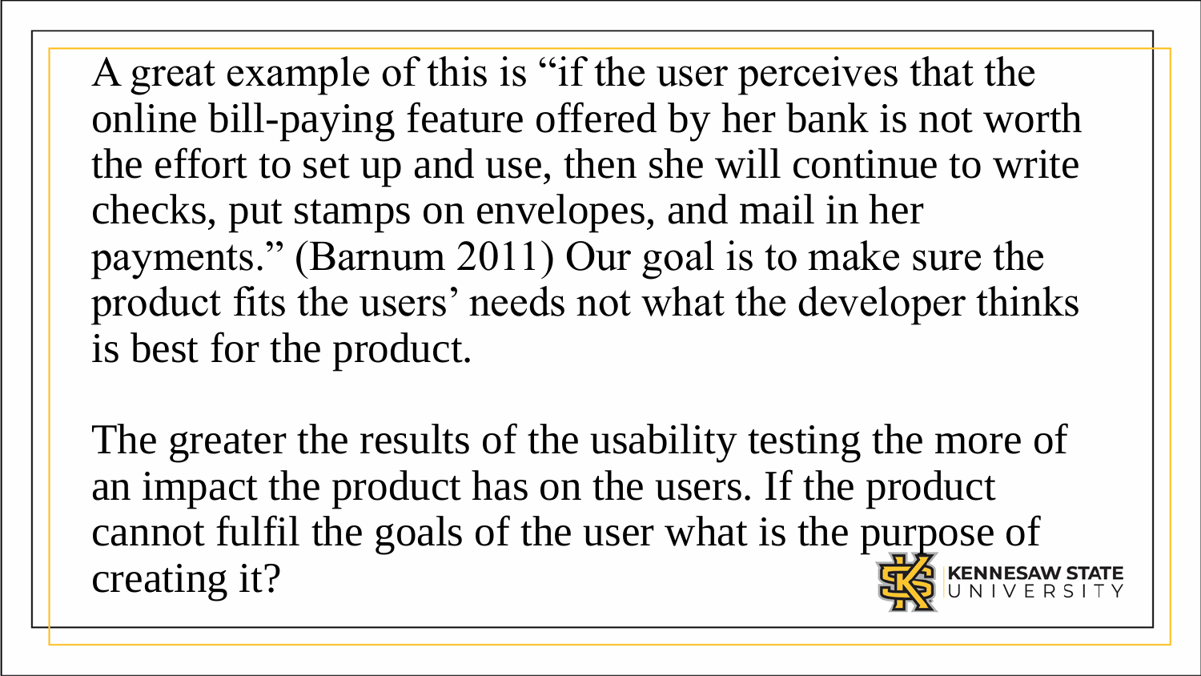A great example of this is "if the user perceives that the online bill-paying feature offered by her bank is not worth the effort to set up and use, then she will continue to write checks, put stamps on envelopes, and mail in her payments." (Barnum 2011) Our goal is to make sure the product fits the users' needs not what the developer thinks is best for the product.

The greater the results of the usability testing the more of an impact the product has on the users. If the product cannot fulfil the goals of the user what is the purpose of creating it?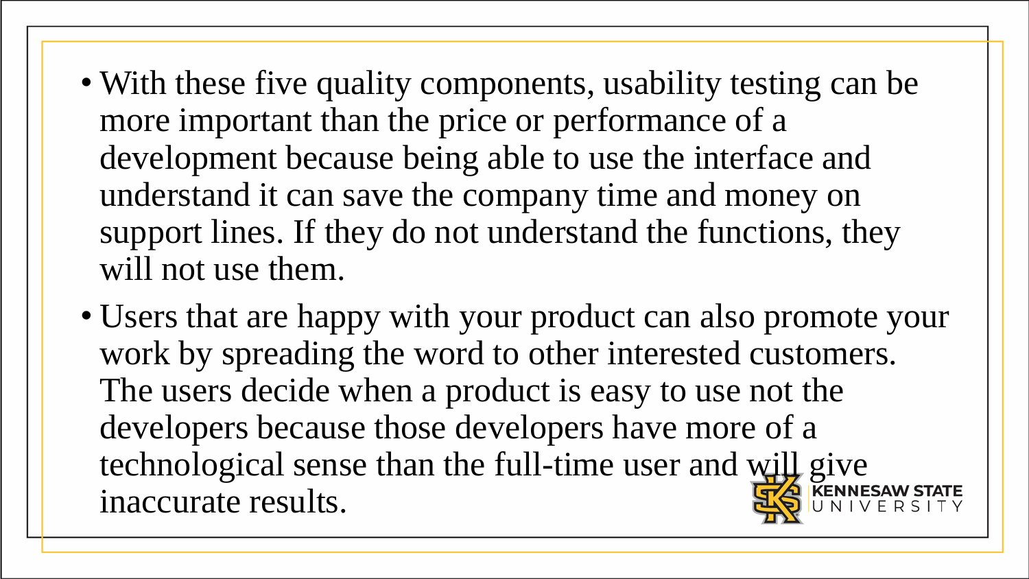- With these five quality components, usability testing can be more important than the price or performance of a development because being able to use the interface and understand it can save the company time and money on support lines. If they do not understand the functions, they will not use them.
- Users that are happy with your product can also promote your work by spreading the word to other interested customers. The users decide when a product is easy to use not the developers because those developers have more of a technological sense than the full-time user and will give inaccurate results.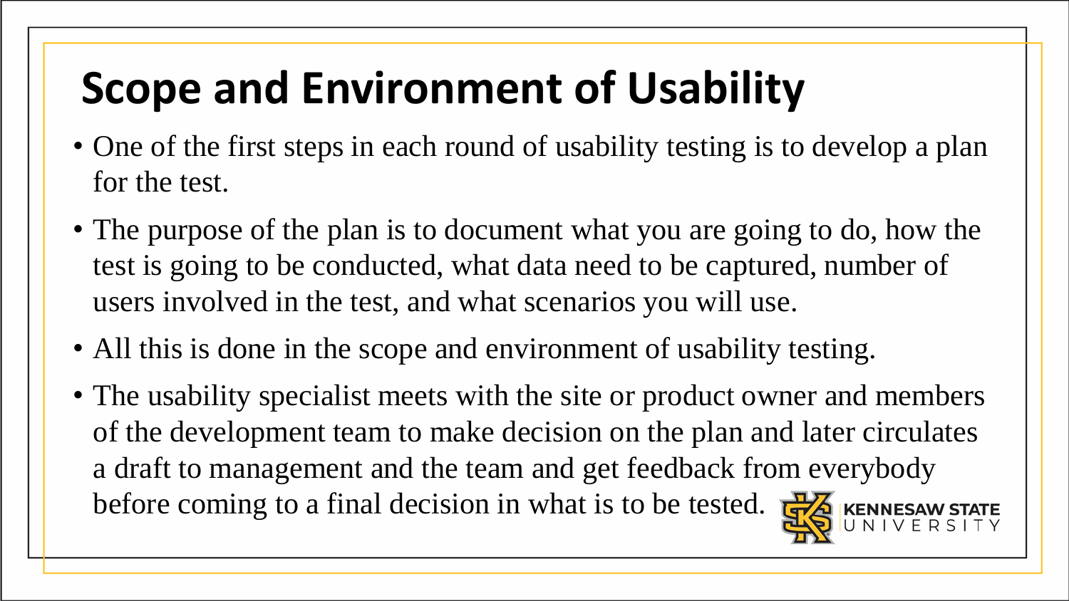# Scope and Environment of Usability

- One of the first steps in each round of usability testing is to develop a plan for the test.
- The purpose of the plan is to document what you are going to do, how the test is going to be conducted, what data need to be captured, number of users involved in the test, and what scenarios you will use.
- All this is done in the scope and environment of usability testing.
- The usability specialist meets with the site or product owner and members of the development team to make decision on the plan and later circulates a draft to management and the team and get feedback from everybody before coming to a final decision in what is to be tested.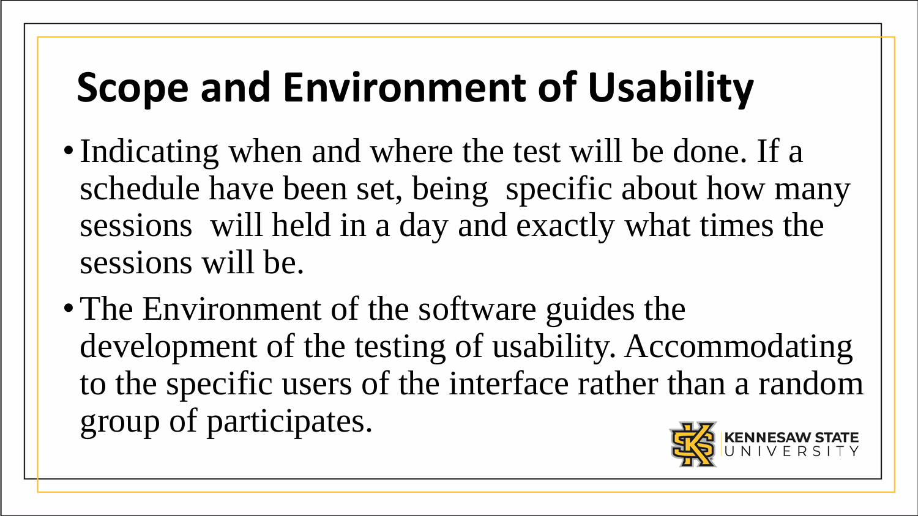# Scope and Environment of Usability

- Indicating when and where the test will be done. If a schedule have been set, being  specific about how many sessions  will held in a day and exactly what times the sessions will be.
- The Environment of the software guides the development of the testing of usability. Accommodating to the specific users of the interface rather than a random group of participates.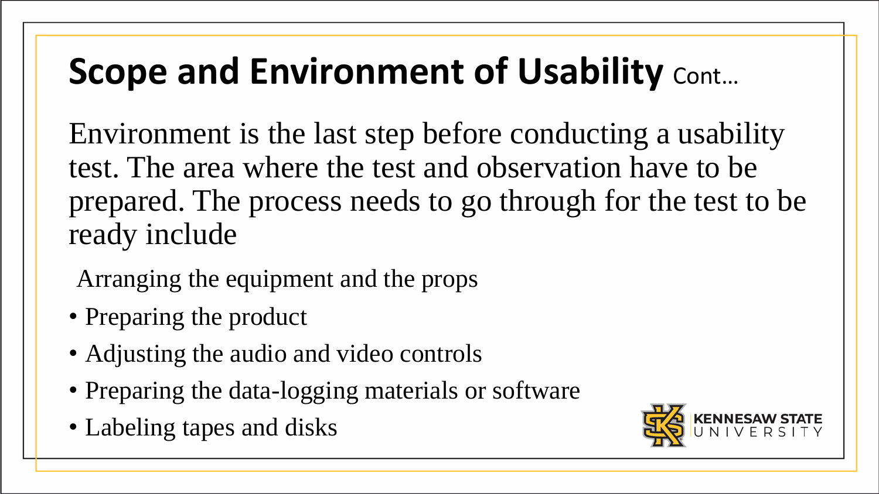# Scope and Environment of Usability Cont…

Environment is the last step before conducting a usability test. The area where the test and observation have to be prepared. The process needs to go through for the test to be ready include

Arranging the equipment and the props

- Preparing the product
- Adjusting the audio and video controls
- Preparing the data-logging materials or software
- Labeling tapes and disks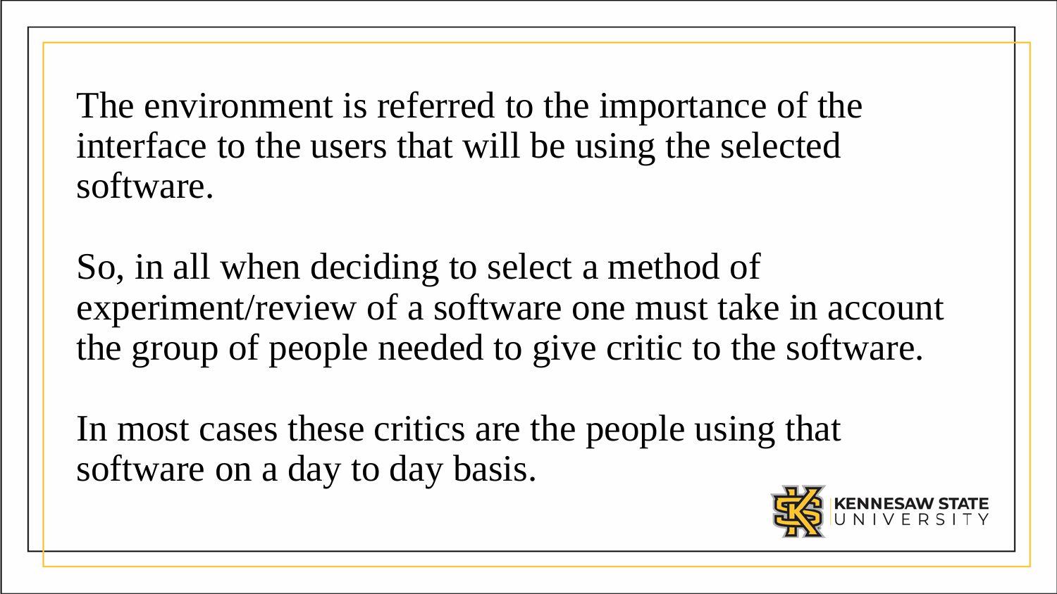The environment is referred to the importance of the interface to the users that will be using the selected software.

So, in all when deciding to select a method of experiment/review of a software one must take in account the group of people needed to give critic to the software.

In most cases these critics are the people using that software on a day to day basis.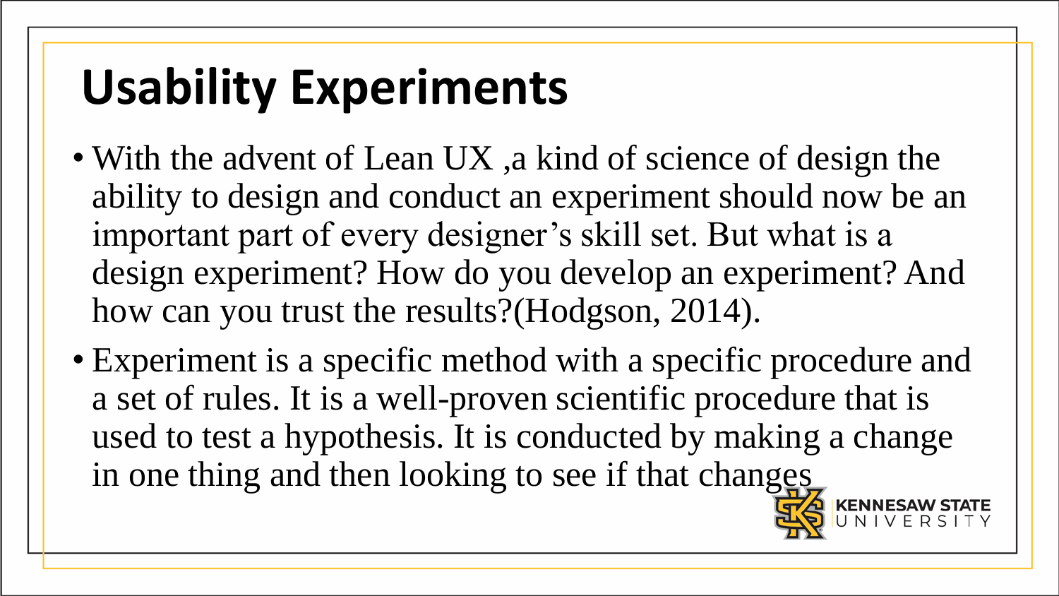# Usability Experiments

- With the advent of Lean UX ,a kind of science of design the ability to design and conduct an experiment should now be an important part of every designer's skill set. But what is a design experiment? How do you develop an experiment? And how can you trust the results?(Hodgson, 2014).
- Experiment is a specific method with a specific procedure and a set of rules. It is a well-proven scientific procedure that is used to test a hypothesis. It is conducted by making a change in one thing and then looking to see if that changes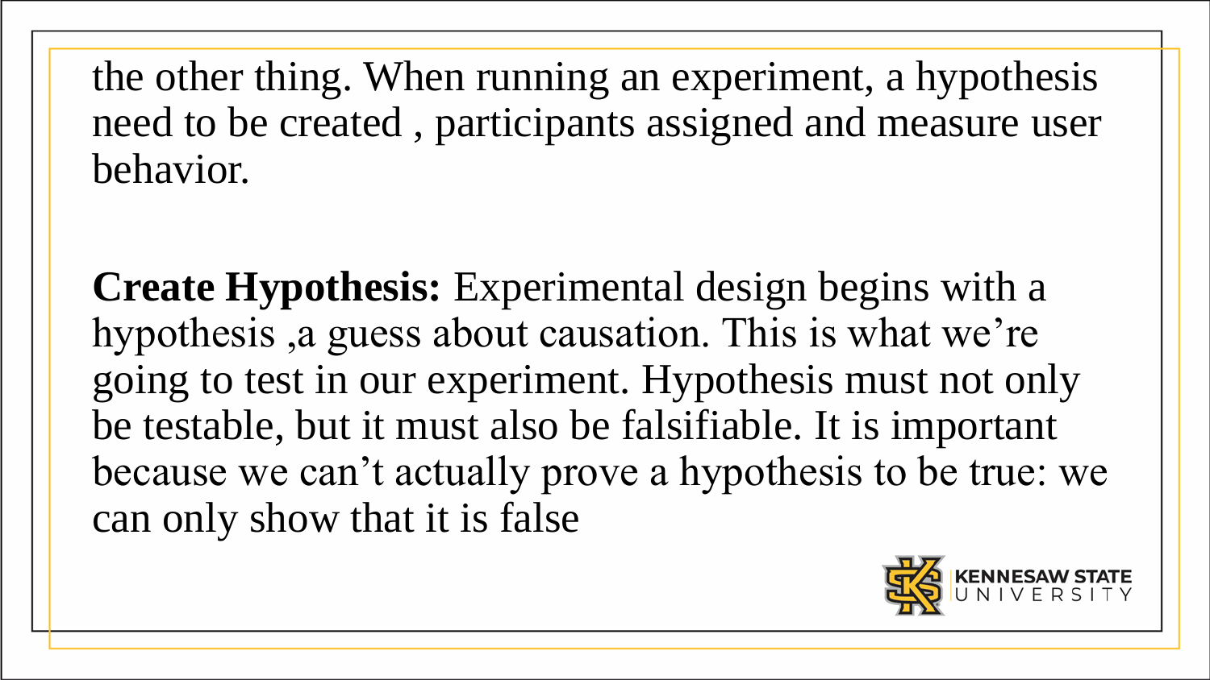the other thing. When running an experiment, a hypothesis need to be created , participants assigned and measure user behavior.

**Create Hypothesis:** Experimental design begins with a hypothesis ,a guess about causation. This is what we're going to test in our experiment. Hypothesis must not only be testable, but it must also be falsifiable. It is important because we can't actually prove a hypothesis to be true: we can only show that it is false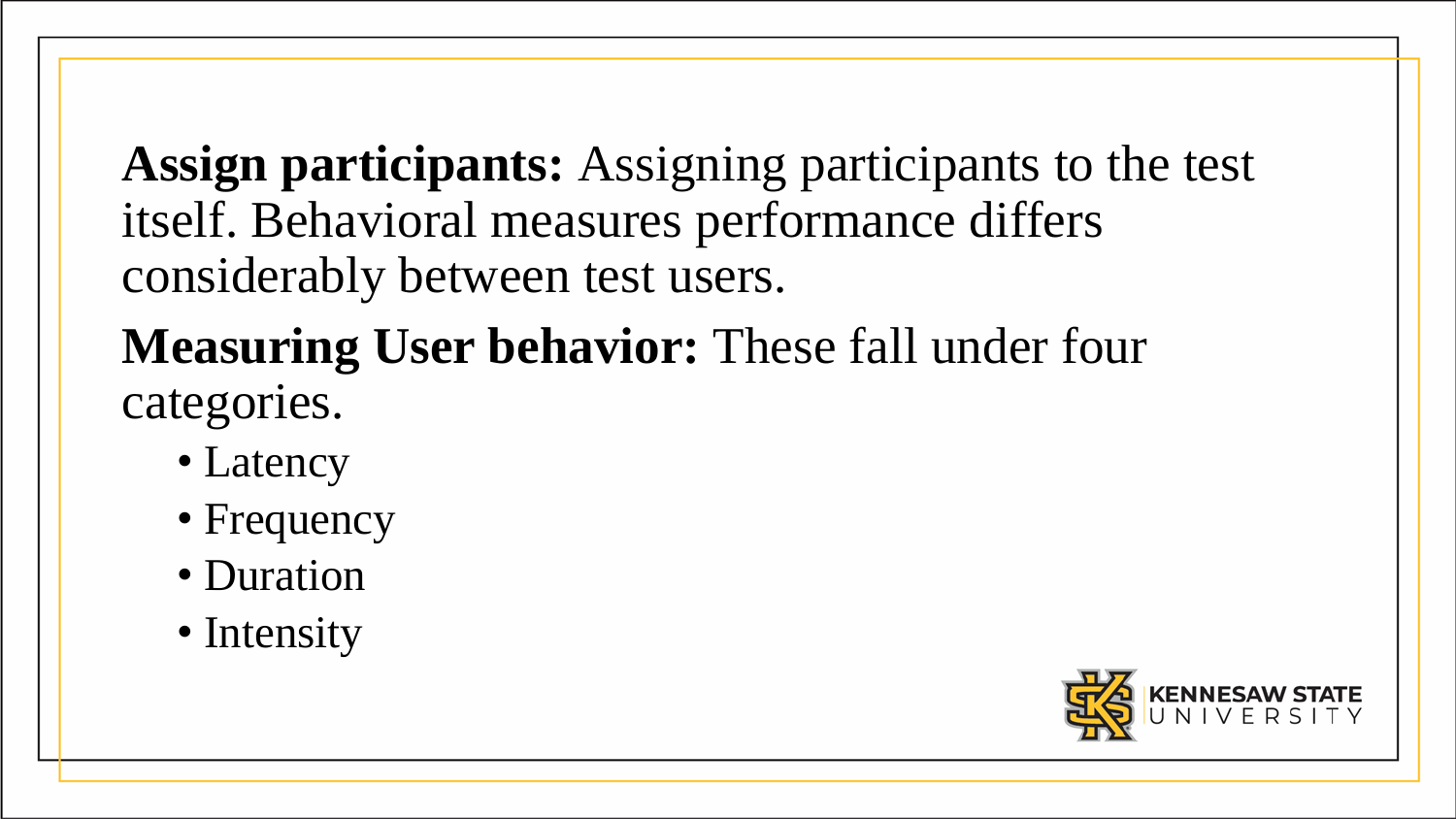**Assign participants:** Assigning participants to the test itself. Behavioral measures performance differs considerably between test users.

**Measuring User behavior:** These fall under four categories.

- Latency
- Frequency
- Duration
- Intensity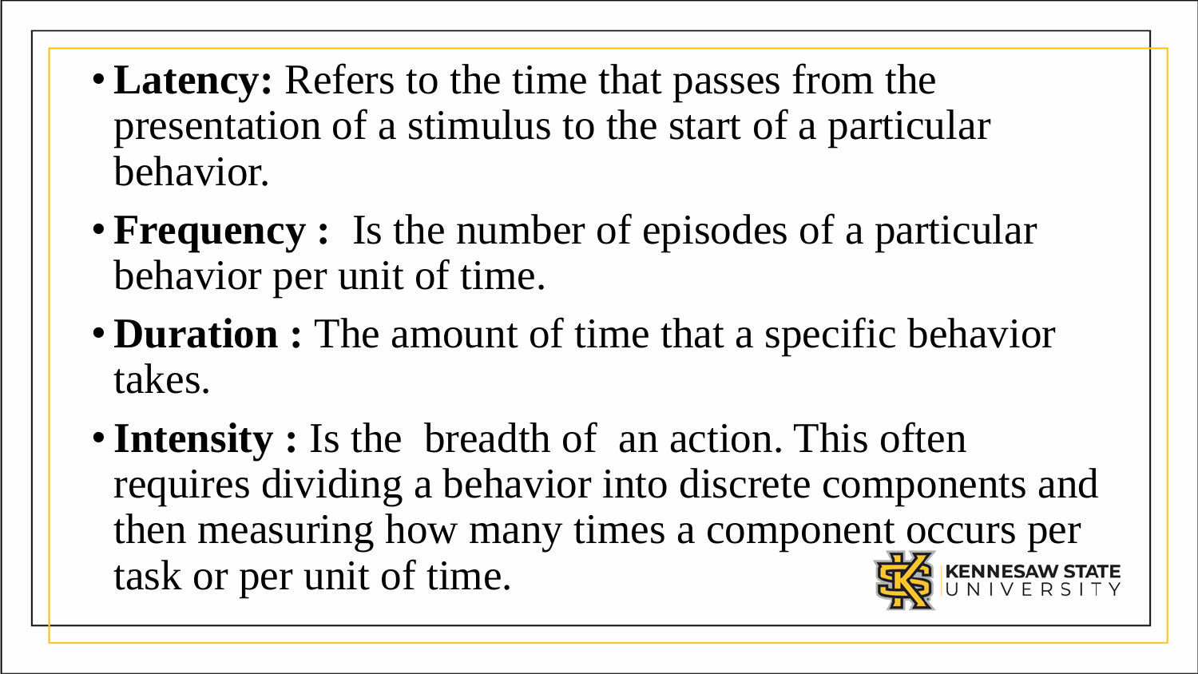- **Latency:** Refers to the time that passes from the presentation of a stimulus to the start of a particular behavior.
- **Frequency :** Is the number of episodes of a particular behavior per unit of time.
- **Duration :** The amount of time that a specific behavior takes.
- **Intensity :** Is the breadth of an action. This often requires dividing a behavior into discrete components and then measuring how many times a component occurs per task or per unit of time.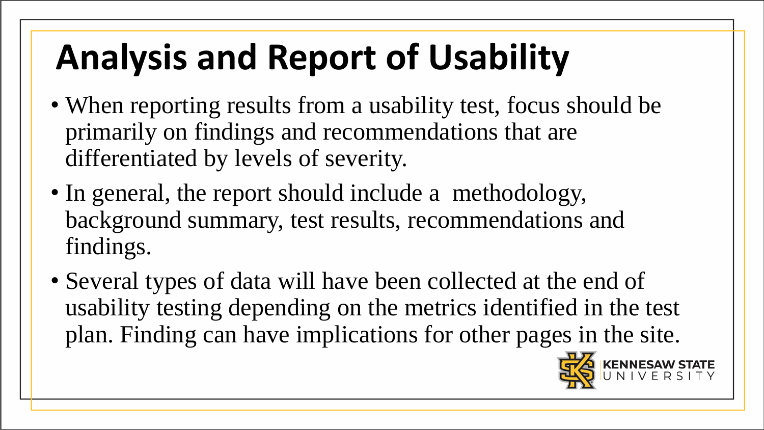# Analysis and Report of Usability

- When reporting results from a usability test, focus should be primarily on findings and recommendations that are differentiated by levels of severity.
- In general, the report should include a methodology, background summary, test results, recommendations and findings.
- Several types of data will have been collected at the end of usability testing depending on the metrics identified in the test plan. Finding can have implications for other pages in the site.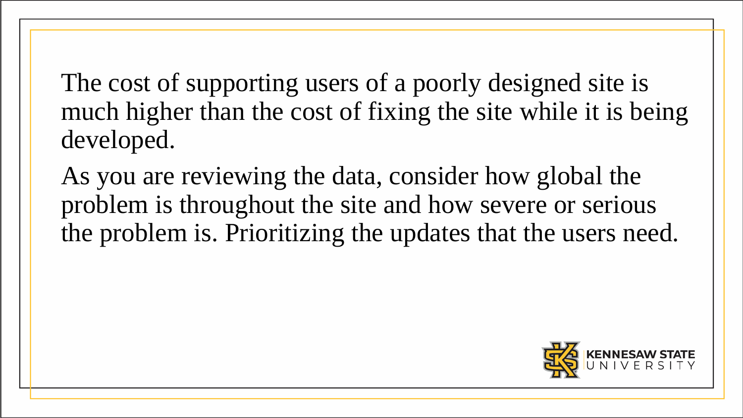The cost of supporting users of a poorly designed site is much higher than the cost of fixing the site while it is being developed.

As you are reviewing the data, consider how global the problem is throughout the site and how severe or serious the problem is. Prioritizing the updates that the users need.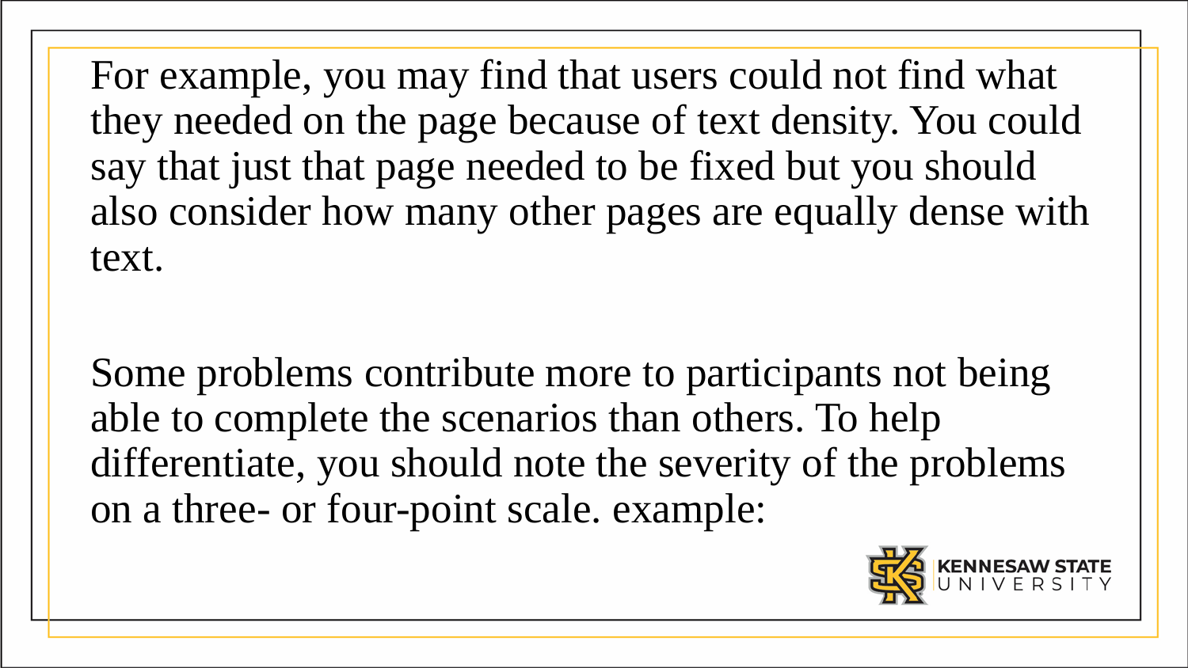For example, you may find that users could not find what they needed on the page because of text density. You could say that just that page needed to be fixed but you should also consider how many other pages are equally dense with text.

Some problems contribute more to participants not being able to complete the scenarios than others. To help differentiate, you should note the severity of the problems on a three- or four-point scale. example: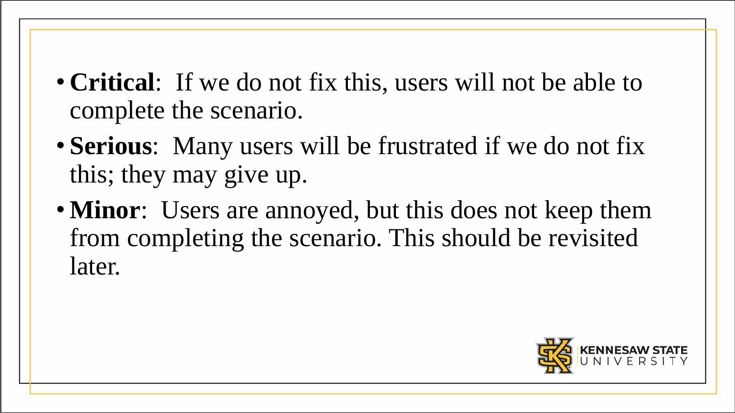- **Critical**:  If we do not fix this, users will not be able to complete the scenario.
- **Serious**:  Many users will be frustrated if we do not fix this; they may give up.
- **Minor**:  Users are annoyed, but this does not keep them from completing the scenario. This should be revisited later.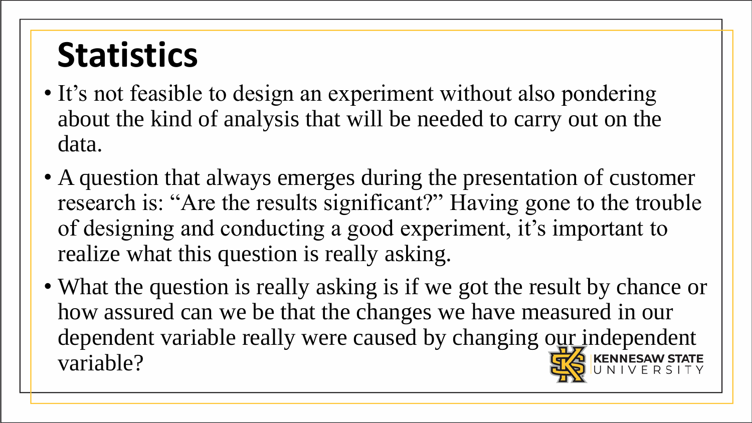# Statistics

- It's not feasible to design an experiment without also pondering about the kind of analysis that will be needed to carry out on the data.
- A question that always emerges during the presentation of customer research is: "Are the results significant?" Having gone to the trouble of designing and conducting a good experiment, it's important to realize what this question is really asking.
- What the question is really asking is if we got the result by chance or how assured can we be that the changes we have measured in our dependent variable really were caused by changing our independent variable?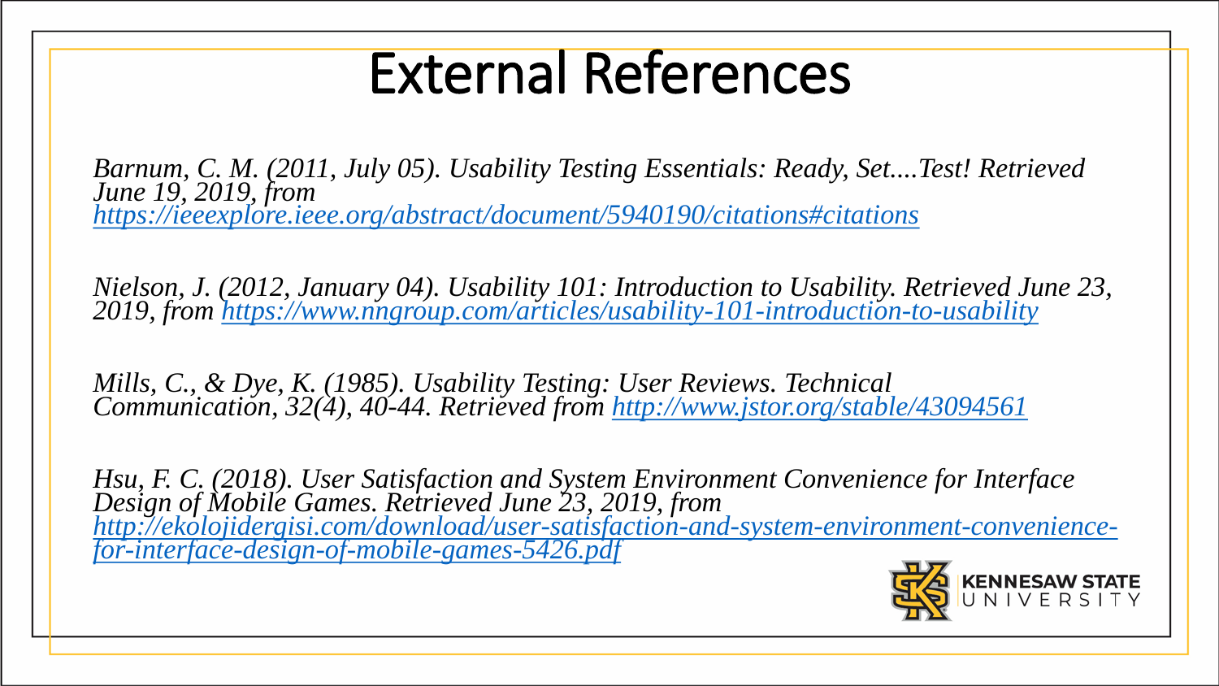# External References

*Barnum, C. M. (2011, July 05). Usability Testing Essentials: Ready, Set....Test! Retrieved June 19, 2019, from [https://ieeexplore.ieee.org/abstract/document/5940190/citations#citations](https://ieeexplore.ieee.org/abstract/document/5940190/citations#citations)*

*Nielson, J. (2012, January 04). Usability 101: Introduction to Usability. Retrieved June 23, 2019, from [https://www.nngroup.com/articles/usability-101-introduction-to-usability](https://www.nngroup.com/articles/usability-101-introduction-to-usability)*

*Mills, C., & Dye, K. (1985). Usability Testing: User Reviews. Technical Communication, 32(4), 40-44. Retrieved from [http://www.jstor.org/stable/43094561](http://www.jstor.org/stable/43094561)*

*Hsu, F. C. (2018). User Satisfaction and System Environment Convenience for Interface Design of Mobile Games. Retrieved June 23, 2019, from [http://ekolojidergisi.com/download/user-satisfaction-and-system-environment-convenience-for-interface-design-of-mobile-games-5426.pdf](http://ekolojidergisi.com/download/user-satisfaction-and-system-environment-convenience-for-interface-design-of-mobile-games-5426.pdf)*

KENNESAW STATE UNIVERSITY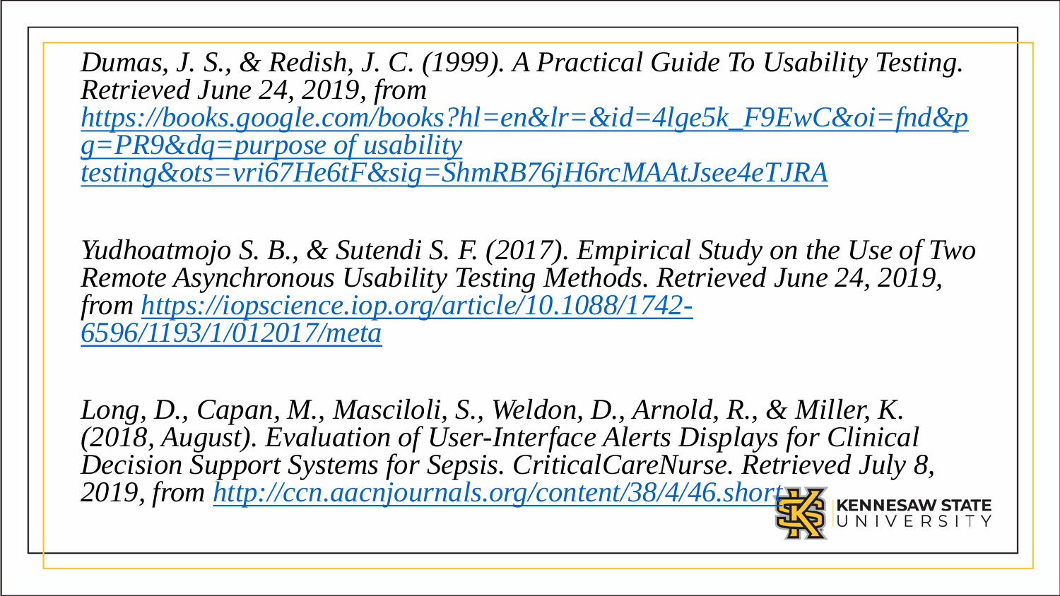*Dumas, J. S., & Redish, J. C. (1999). A Practical Guide To Usability Testing. Retrieved June 24, 2019, from [https://books.google.com/books?hl=en&lr=&id=4lge5k_F9EwC&oi=fnd&pg=PR9&dq=purpose of usability testing&ots=vri67He6tF&sig=ShmRB76jH6rcMAAtJsee4eTJRA](https://books.google.com/books?hl=en&lr=&id=4lge5k_F9EwC&oi=fnd&pg=PR9&dq=purpose%20of%20usability%20testing&ots=vri67He6tF&sig=ShmRB76jH6rcMAAtJsee4eTJRA)*

*Yudhoatmojo S. B., & Sutendi S. F. (2017). Empirical Study on the Use of Two Remote Asynchronous Usability Testing Methods. Retrieved June 24, 2019, from [https://iopscience.iop.org/article/10.1088/1742-6596/1193/1/012017/meta](https://iopscience.iop.org/article/10.1088/1742-6596/1193/1/012017/meta)*

*Long, D., Capan, M., Masciloli, S., Weldon, D., Arnold, R., & Miller, K. (2018, August). Evaluation of User-Interface Alerts Displays for Clinical Decision Support Systems for Sepsis. CriticalCareNurse. Retrieved July 8, 2019, from [http://ccn.aacnjournals.org/content/38/4/46.short](http://ccn.aacnjournals.org/content/38/4/46.short)*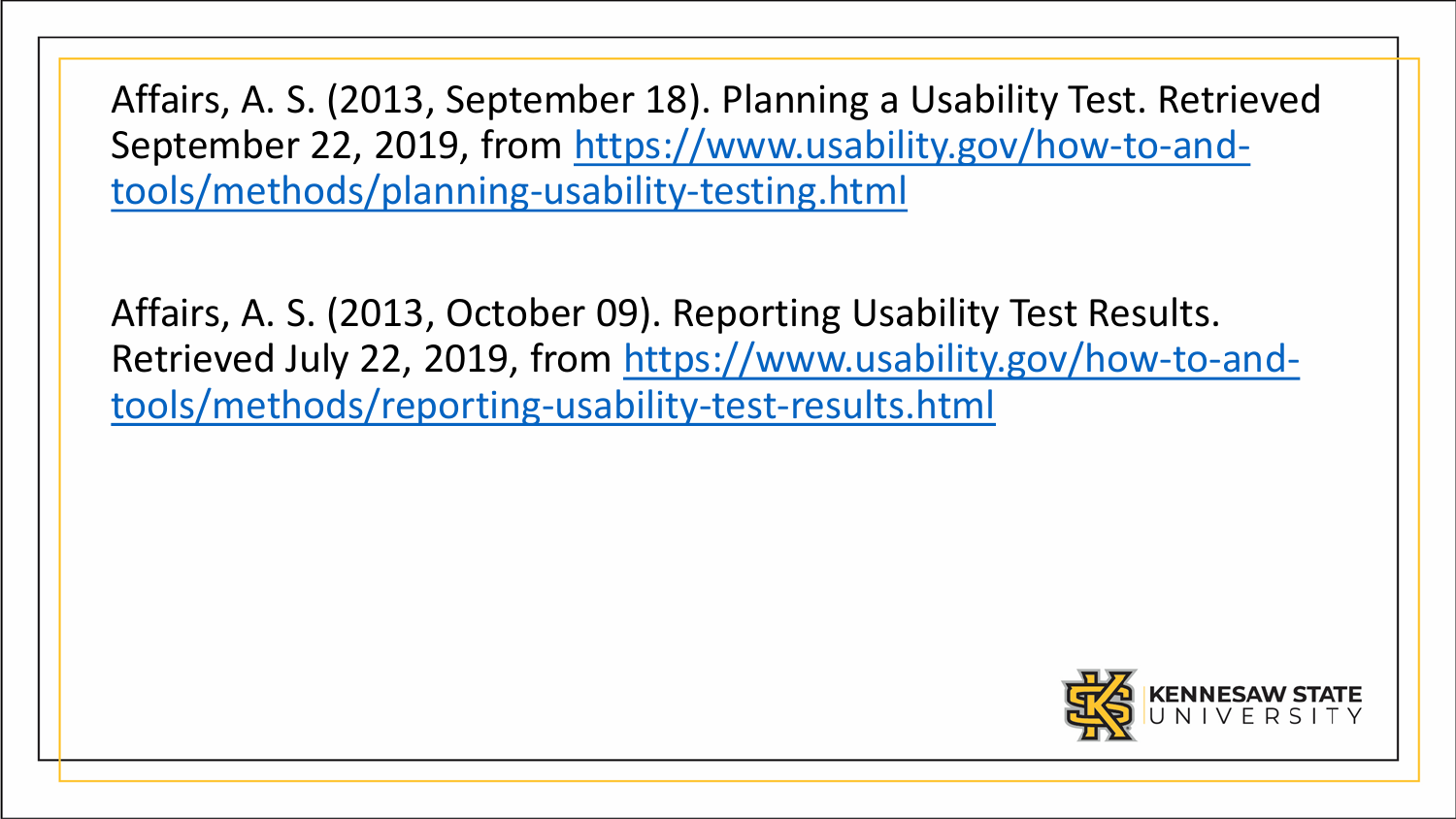Affairs, A. S. (2013, September 18). Planning a Usability Test. Retrieved September 22, 2019, from https://www.usability.gov/how-to-and-tools/methods/planning-usability-testing.html

Affairs, A. S. (2013, October 09). Reporting Usability Test Results. Retrieved July 22, 2019, from https://www.usability.gov/how-to-and-tools/methods/reporting-usability-test-results.html

KENNESAW STATE UNIVERSITY